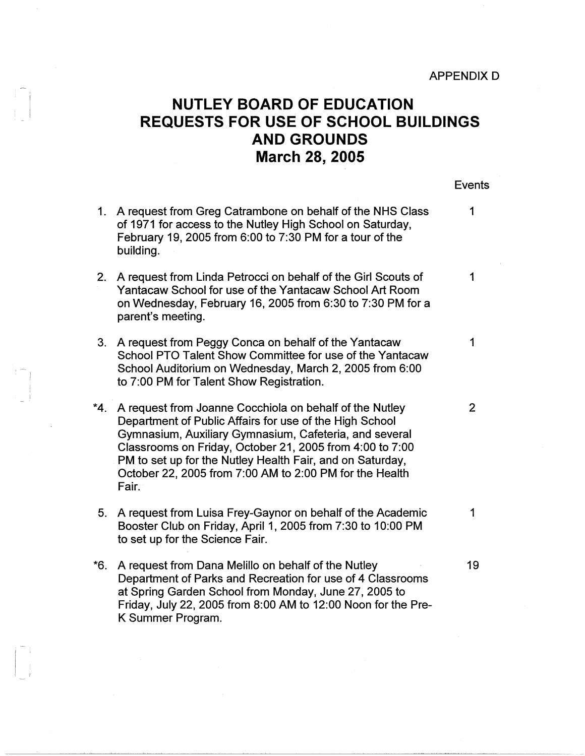APPENDIX D

# NUTLEY BOARD OF EDUCATION
# REQUESTS FOR USE OF SCHOOL BUILDINGS AND GROUNDS
# March 28, 2005

| | Request | Events |
|---|---|---|
| 1. | A request from Greg Catrambone on behalf of the NHS Class of 1971 for access to the Nutley High School on Saturday, February 19, 2005 from 6:00 to 7:30 PM for a tour of the building. | 1 |
| 2. | A request from Linda Petrocci on behalf of the Girl Scouts of Yantacaw School for use of the Yantacaw School Art Room on Wednesday, February 16, 2005 from 6:30 to 7:30 PM for a parent's meeting. | 1 |
| 3. | A request from Peggy Conca on behalf of the Yantacaw School PTO Talent Show Committee for use of the Yantacaw School Auditorium on Wednesday, March 2, 2005 from 6:00 to 7:00 PM for Talent Show Registration. | 1 |
| *4. | A request from Joanne Cocchiola on behalf of the Nutley Department of Public Affairs for use of the High School Gymnasium, Auxiliary Gymnasium, Cafeteria, and several Classrooms on Friday, October 21, 2005 from 4:00 to 7:00 PM to set up for the Nutley Health Fair, and on Saturday, October 22, 2005 from 7:00 AM to 2:00 PM for the Health Fair. | 2 |
| 5. | A request from Luisa Frey-Gaynor on behalf of the Academic Booster Club on Friday, April 1, 2005 from 7:30 to 10:00 PM to set up for the Science Fair. | 1 |
| *6. | A request from Dana Melillo on behalf of the Nutley Department of Parks and Recreation for use of 4 Classrooms at Spring Garden School from Monday, June 27, 2005 to Friday, July 22, 2005 from 8:00 AM to 12:00 Noon for the Pre-K Summer Program. | 19 |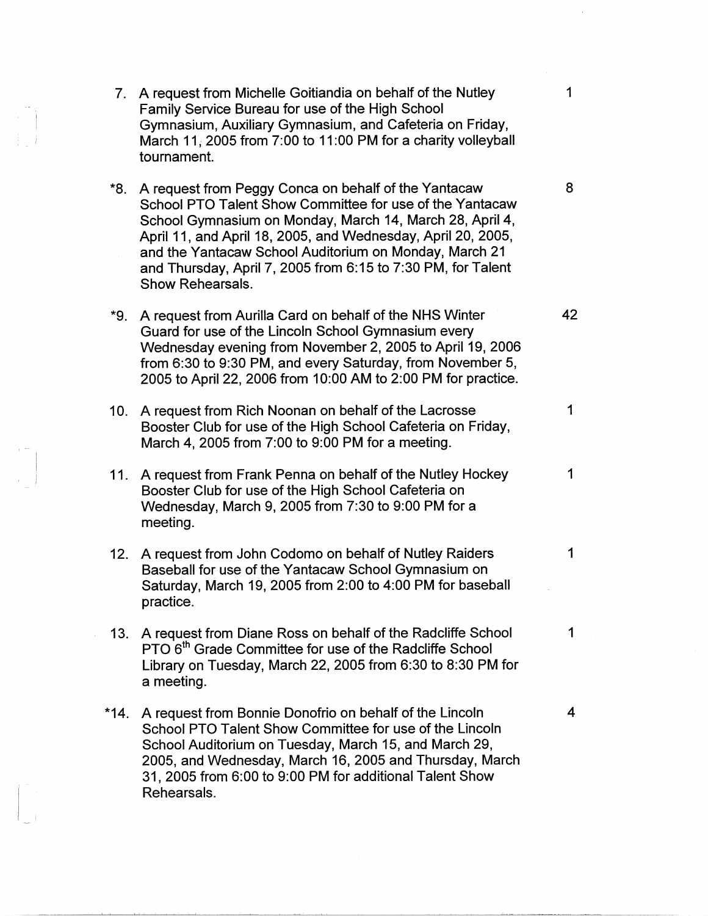| | | |
|---|---|---|
| 7. | A request from Michelle Goitiandia on behalf of the Nutley Family Service Bureau for use of the High School Gymnasium, Auxiliary Gymnasium, and Cafeteria on Friday, March 11, 2005 from 7:00 to 11:00 PM for a charity volleyball tournament. | 1 |
| *8. | A request from Peggy Conca on behalf of the Yantacaw School PTO Talent Show Committee for use of the Yantacaw School Gymnasium on Monday, March 14, March 28, April 4, April 11, and April 18, 2005, and Wednesday, April 20, 2005, and the Yantacaw School Auditorium on Monday, March 21 and Thursday, April 7, 2005 from 6:15 to 7:30 PM, for Talent Show Rehearsals. | 8 |
| *9. | A request from Aurilla Card on behalf of the NHS Winter Guard for use of the Lincoln School Gymnasium every Wednesday evening from November 2, 2005 to April 19, 2006 from 6:30 to 9:30 PM, and every Saturday, from November 5, 2005 to April 22, 2006 from 10:00 AM to 2:00 PM for practice. | 42 |
| 10. | A request from Rich Noonan on behalf of the Lacrosse Booster Club for use of the High School Cafeteria on Friday, March 4, 2005 from 7:00 to 9:00 PM for a meeting. | 1 |
| 11. | A request from Frank Penna on behalf of the Nutley Hockey Booster Club for use of the High School Cafeteria on Wednesday, March 9, 2005 from 7:30 to 9:00 PM for a meeting. | 1 |
| 12. | A request from John Codomo on behalf of Nutley Raiders Baseball for use of the Yantacaw School Gymnasium on Saturday, March 19, 2005 from 2:00 to 4:00 PM for baseball practice. | 1 |
| 13. | A request from Diane Ross on behalf of the Radcliffe School PTO 6th Grade Committee for use of the Radcliffe School Library on Tuesday, March 22, 2005 from 6:30 to 8:30 PM for a meeting. | 1 |
| *14. | A request from Bonnie Donofrio on behalf of the Lincoln School PTO Talent Show Committee for use of the Lincoln School Auditorium on Tuesday, March 15, and March 29, 2005, and Wednesday, March 16, 2005 and Thursday, March 31, 2005 from 6:00 to 9:00 PM for additional Talent Show Rehearsals. | 4 |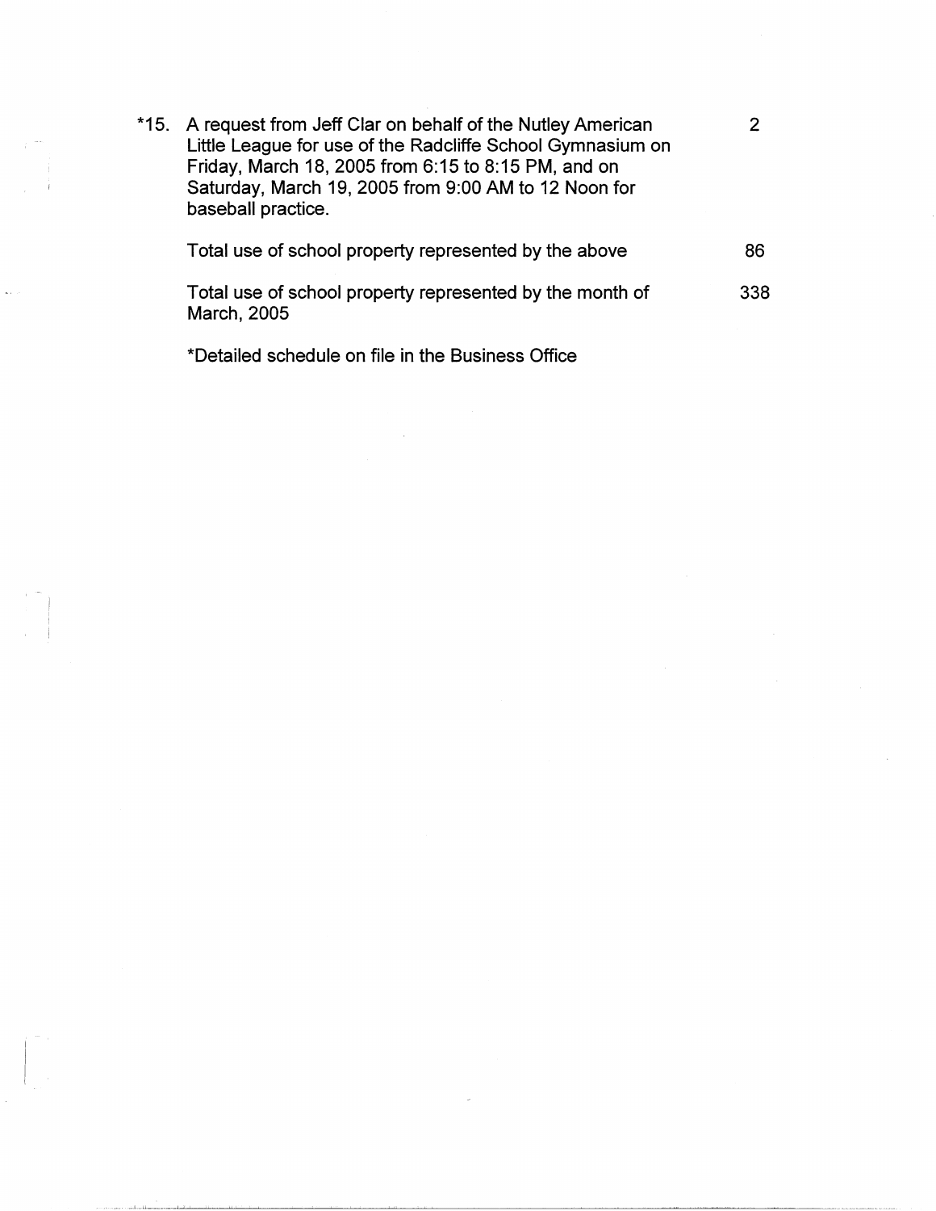*15. A request from Jeff Clar on behalf of the Nutley American Little League for use of the Radcliffe School Gymnasium on Friday, March 18, 2005 from 6:15 to 8:15 PM, and on Saturday, March 19, 2005 from 9:00 AM to 12 Noon for baseball practice. 2

Total use of school property represented by the above 86

Total use of school property represented by the month of March, 2005 338

*Detailed schedule on file in the Business Office